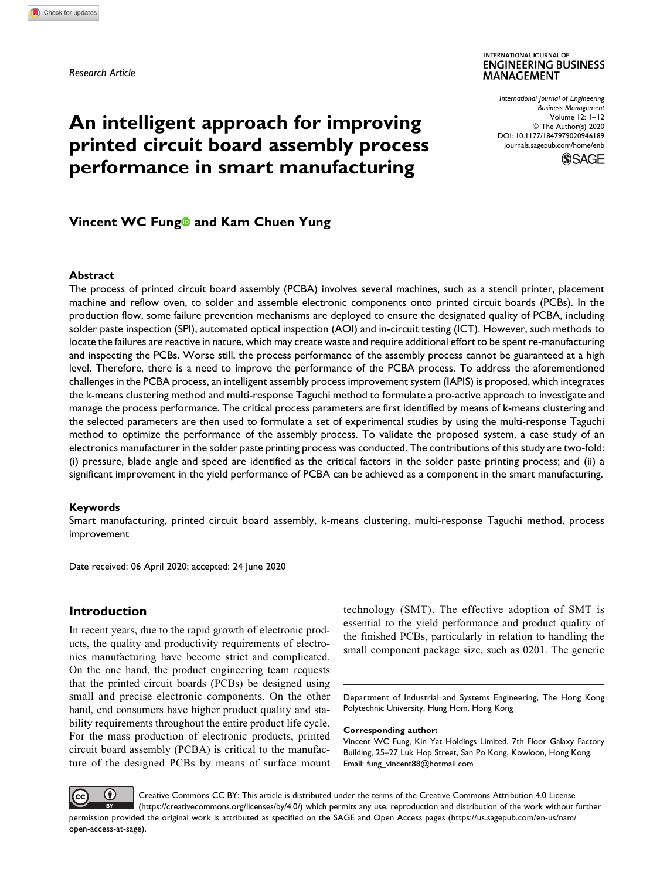Research Article

# An intelligent approach for improving printed circuit board assembly process performance in smart manufacturing

International Journal of Engineering Business Management
Volume 12: 1–12
© The Author(s) 2020
DOI: 10.1177/1847979020946189
journals.sagepub.com/home/enb

**Vincent WC Fung and Kam Chuen Yung**

## Abstract

The process of printed circuit board assembly (PCBA) involves several machines, such as a stencil printer, placement machine and reflow oven, to solder and assemble electronic components onto printed circuit boards (PCBs). In the production flow, some failure prevention mechanisms are deployed to ensure the designated quality of PCBA, including solder paste inspection (SPI), automated optical inspection (AOI) and in-circuit testing (ICT). However, such methods to locate the failures are reactive in nature, which may create waste and require additional effort to be spent re-manufacturing and inspecting the PCBs. Worse still, the process performance of the assembly process cannot be guaranteed at a high level. Therefore, there is a need to improve the performance of the PCBA process. To address the aforementioned challenges in the PCBA process, an intelligent assembly process improvement system (IAPIS) is proposed, which integrates the k-means clustering method and multi-response Taguchi method to formulate a pro-active approach to investigate and manage the process performance. The critical process parameters are first identified by means of k-means clustering and the selected parameters are then used to formulate a set of experimental studies by using the multi-response Taguchi method to optimize the performance of the assembly process. To validate the proposed system, a case study of an electronics manufacturer in the solder paste printing process was conducted. The contributions of this study are two-fold: (i) pressure, blade angle and speed are identified as the critical factors in the solder paste printing process; and (ii) a significant improvement in the yield performance of PCBA can be achieved as a component in the smart manufacturing.

## Keywords

Smart manufacturing, printed circuit board assembly, k-means clustering, multi-response Taguchi method, process improvement

Date received: 06 April 2020; accepted: 24 June 2020

## Introduction

In recent years, due to the rapid growth of electronic products, the quality and productivity requirements of electronics manufacturing have become strict and complicated. On the one hand, the product engineering team requests that the printed circuit boards (PCBs) be designed using small and precise electronic components. On the other hand, end consumers have higher product quality and stability requirements throughout the entire product life cycle. For the mass production of electronic products, printed circuit board assembly (PCBA) is critical to the manufacture of the designed PCBs by means of surface mount technology (SMT). The effective adoption of SMT is essential to the yield performance and product quality of the finished PCBs, particularly in relation to handling the small component package size, such as 0201. The generic

Department of Industrial and Systems Engineering, The Hong Kong Polytechnic University, Hung Hom, Hong Kong

**Corresponding author:**
Vincent WC Fung, Kin Yat Holdings Limited, 7th Floor Galaxy Factory Building, 25–27 Luk Hop Street, San Po Kong, Kowloon, Hong Kong.
Email: fung_vincent88@hotmail.com

Creative Commons CC BY: This article is distributed under the terms of the Creative Commons Attribution 4.0 License (https://creativecommons.org/licenses/by/4.0/) which permits any use, reproduction and distribution of the work without further permission provided the original work is attributed as specified on the SAGE and Open Access pages (https://us.sagepub.com/en-us/nam/open-access-at-sage).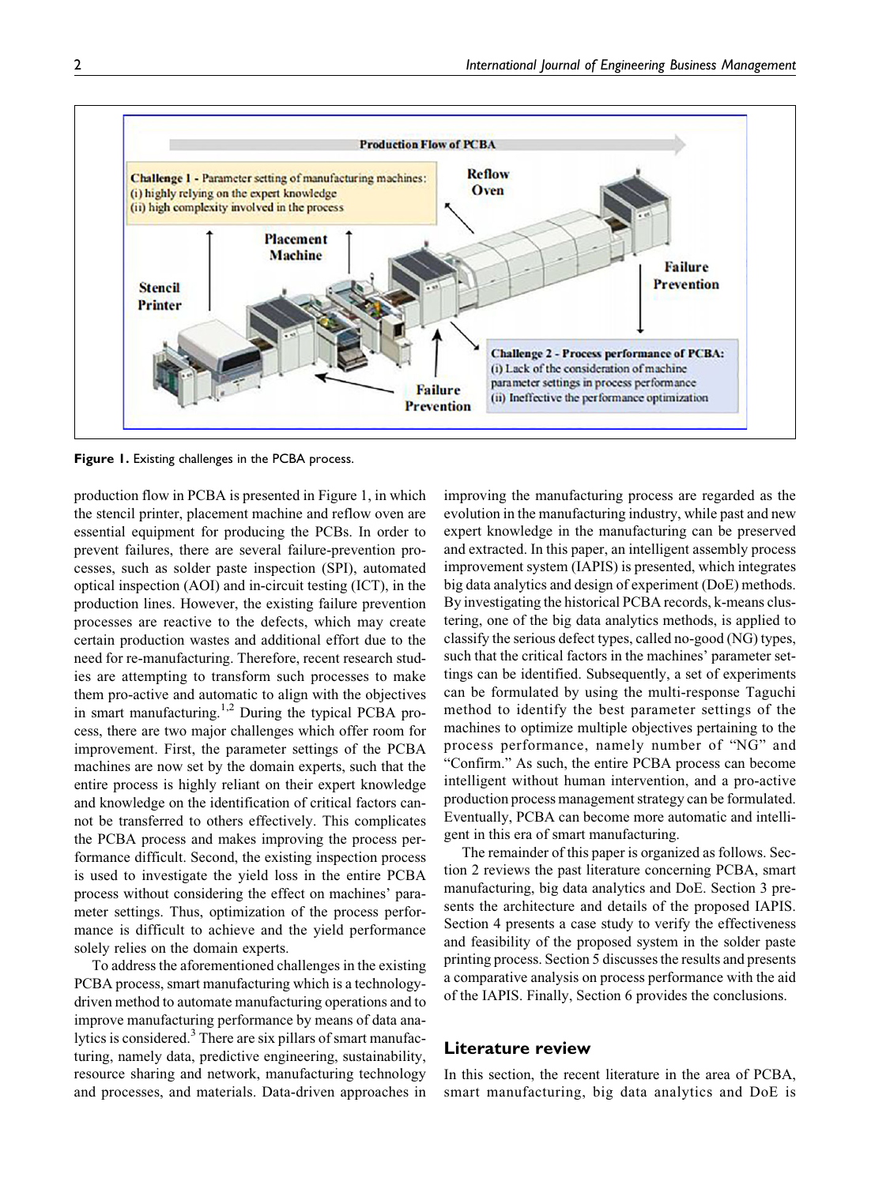Production Flow of PCBA

Challenge 1 - Parameter setting of manufacturing machines:
(i) highly relying on the expert knowledge
(ii) high complexity involved in the process

Reflow Oven

Placement Machine

Stencil Printer

Failure Prevention

Failure Prevention

Challenge 2 - Process performance of PCBA:
(i) Lack of the consideration of machine parameter settings in process performance
(ii) Ineffective the performance optimization

**Figure 1.** Existing challenges in the PCBA process.

production flow in PCBA is presented in Figure 1, in which the stencil printer, placement machine and reflow oven are essential equipment for producing the PCBs. In order to prevent failures, there are several failure-prevention processes, such as solder paste inspection (SPI), automated optical inspection (AOI) and in-circuit testing (ICT), in the production lines. However, the existing failure prevention processes are reactive to the defects, which may create certain production wastes and additional effort due to the need for re-manufacturing. Therefore, recent research studies are attempting to transform such processes to make them pro-active and automatic to align with the objectives in smart manufacturing.[1,2] During the typical PCBA process, there are two major challenges which offer room for improvement. First, the parameter settings of the PCBA machines are now set by the domain experts, such that the entire process is highly reliant on their expert knowledge and knowledge on the identification of critical factors cannot be transferred to others effectively. This complicates the PCBA process and makes improving the process performance difficult. Second, the existing inspection process is used to investigate the yield loss in the entire PCBA process without considering the effect on machines' parameter settings. Thus, optimization of the process performance is difficult to achieve and the yield performance solely relies on the domain experts.

To address the aforementioned challenges in the existing PCBA process, smart manufacturing which is a technology-driven method to automate manufacturing operations and to improve manufacturing performance by means of data analytics is considered.[3] There are six pillars of smart manufacturing, namely data, predictive engineering, sustainability, resource sharing and network, manufacturing technology and processes, and materials. Data-driven approaches in improving the manufacturing process are regarded as the evolution in the manufacturing industry, while past and new expert knowledge in the manufacturing can be preserved and extracted. In this paper, an intelligent assembly process improvement system (IAPIS) is presented, which integrates big data analytics and design of experiment (DoE) methods. By investigating the historical PCBA records, k-means clustering, one of the big data analytics methods, is applied to classify the serious defect types, called no-good (NG) types, such that the critical factors in the machines' parameter settings can be identified. Subsequently, a set of experiments can be formulated by using the multi-response Taguchi method to identify the best parameter settings of the machines to optimize multiple objectives pertaining to the process performance, namely number of "NG" and "Confirm." As such, the entire PCBA process can become intelligent without human intervention, and a pro-active production process management strategy can be formulated. Eventually, PCBA can become more automatic and intelligent in this era of smart manufacturing.

The remainder of this paper is organized as follows. Section 2 reviews the past literature concerning PCBA, smart manufacturing, big data analytics and DoE. Section 3 presents the architecture and details of the proposed IAPIS. Section 4 presents a case study to verify the effectiveness and feasibility of the proposed system in the solder paste printing process. Section 5 discusses the results and presents a comparative analysis on process performance with the aid of the IAPIS. Finally, Section 6 provides the conclusions.

## Literature review

In this section, the recent literature in the area of PCBA, smart manufacturing, big data analytics and DoE is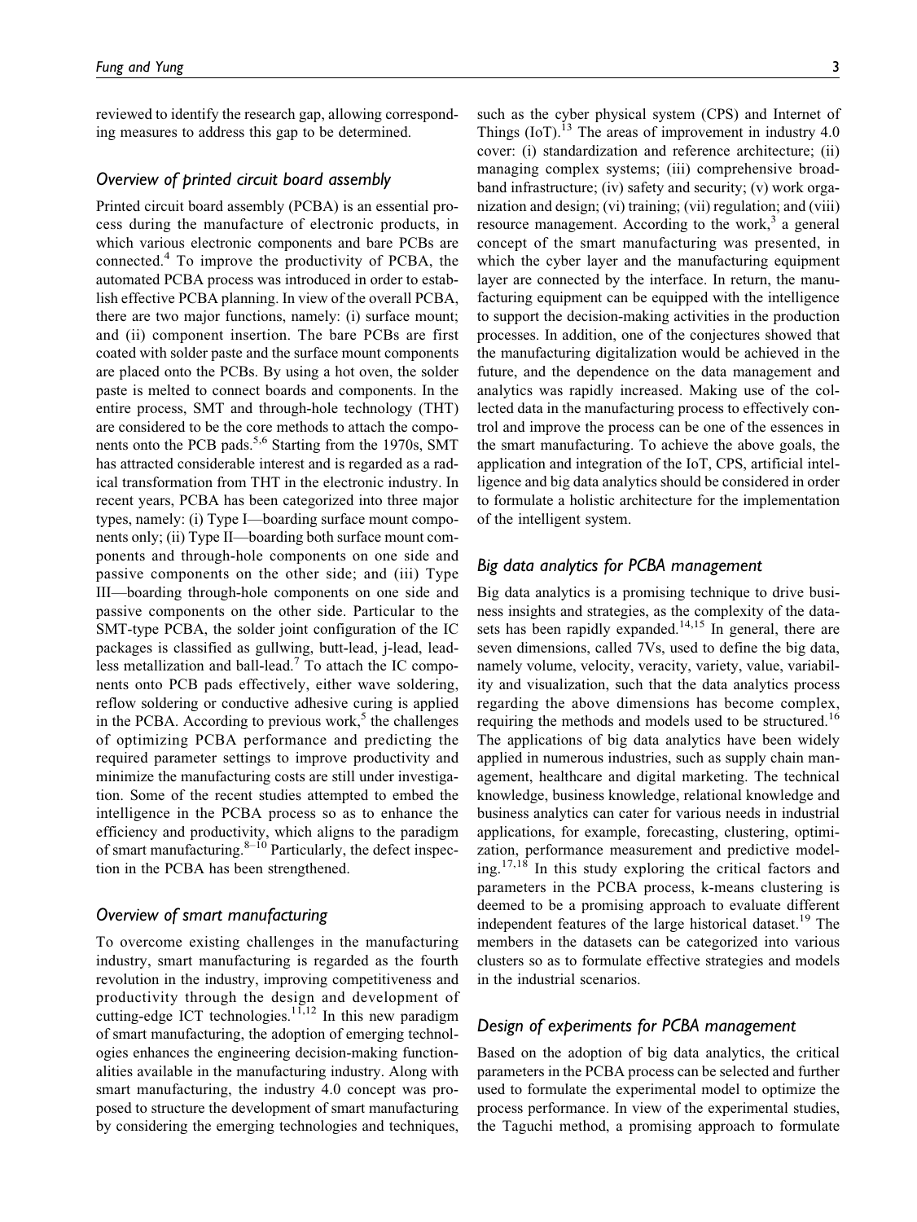reviewed to identify the research gap, allowing corresponding measures to address this gap to be determined.

### *Overview of printed circuit board assembly*

Printed circuit board assembly (PCBA) is an essential process during the manufacture of electronic products, in which various electronic components and bare PCBs are connected.[4] To improve the productivity of PCBA, the automated PCBA process was introduced in order to establish effective PCBA planning. In view of the overall PCBA, there are two major functions, namely: (i) surface mount; and (ii) component insertion. The bare PCBs are first coated with solder paste and the surface mount components are placed onto the PCBs. By using a hot oven, the solder paste is melted to connect boards and components. In the entire process, SMT and through-hole technology (THT) are considered to be the core methods to attach the components onto the PCB pads.[5,6] Starting from the 1970s, SMT has attracted considerable interest and is regarded as a radical transformation from THT in the electronic industry. In recent years, PCBA has been categorized into three major types, namely: (i) Type I—boarding surface mount components only; (ii) Type II—boarding both surface mount components and through-hole components on one side and passive components on the other side; and (iii) Type III—boarding through-hole components on one side and passive components on the other side. Particular to the SMT-type PCBA, the solder joint configuration of the IC packages is classified as gullwing, butt-lead, j-lead, leadless metallization and ball-lead.[7] To attach the IC components onto PCB pads effectively, either wave soldering, reflow soldering or conductive adhesive curing is applied in the PCBA. According to previous work,[5] the challenges of optimizing PCBA performance and predicting the required parameter settings to improve productivity and minimize the manufacturing costs are still under investigation. Some of the recent studies attempted to embed the intelligence in the PCBA process so as to enhance the efficiency and productivity, which aligns to the paradigm of smart manufacturing.[8–10] Particularly, the defect inspection in the PCBA has been strengthened.

### *Overview of smart manufacturing*

To overcome existing challenges in the manufacturing industry, smart manufacturing is regarded as the fourth revolution in the industry, improving competitiveness and productivity through the design and development of cutting-edge ICT technologies.[11,12] In this new paradigm of smart manufacturing, the adoption of emerging technologies enhances the engineering decision-making functionalities available in the manufacturing industry. Along with smart manufacturing, the industry 4.0 concept was proposed to structure the development of smart manufacturing by considering the emerging technologies and techniques, such as the cyber physical system (CPS) and Internet of Things (IoT).[13] The areas of improvement in industry 4.0 cover: (i) standardization and reference architecture; (ii) managing complex systems; (iii) comprehensive broadband infrastructure; (iv) safety and security; (v) work organization and design; (vi) training; (vii) regulation; and (viii) resource management. According to the work,[3] a general concept of the smart manufacturing was presented, in which the cyber layer and the manufacturing equipment layer are connected by the interface. In return, the manufacturing equipment can be equipped with the intelligence to support the decision-making activities in the production processes. In addition, one of the conjectures showed that the manufacturing digitalization would be achieved in the future, and the dependence on the data management and analytics was rapidly increased. Making use of the collected data in the manufacturing process to effectively control and improve the process can be one of the essences in the smart manufacturing. To achieve the above goals, the application and integration of the IoT, CPS, artificial intelligence and big data analytics should be considered in order to formulate a holistic architecture for the implementation of the intelligent system.

### *Big data analytics for PCBA management*

Big data analytics is a promising technique to drive business insights and strategies, as the complexity of the datasets has been rapidly expanded.[14,15] In general, there are seven dimensions, called 7Vs, used to define the big data, namely volume, velocity, veracity, variety, value, variability and visualization, such that the data analytics process regarding the above dimensions has become complex, requiring the methods and models used to be structured.[16] The applications of big data analytics have been widely applied in numerous industries, such as supply chain management, healthcare and digital marketing. The technical knowledge, business knowledge, relational knowledge and business analytics can cater for various needs in industrial applications, for example, forecasting, clustering, optimization, performance measurement and predictive modeling.[17,18] In this study exploring the critical factors and parameters in the PCBA process, k-means clustering is deemed to be a promising approach to evaluate different independent features of the large historical dataset.[19] The members in the datasets can be categorized into various clusters so as to formulate effective strategies and models in the industrial scenarios.

### *Design of experiments for PCBA management*

Based on the adoption of big data analytics, the critical parameters in the PCBA process can be selected and further used to formulate the experimental model to optimize the process performance. In view of the experimental studies, the Taguchi method, a promising approach to formulate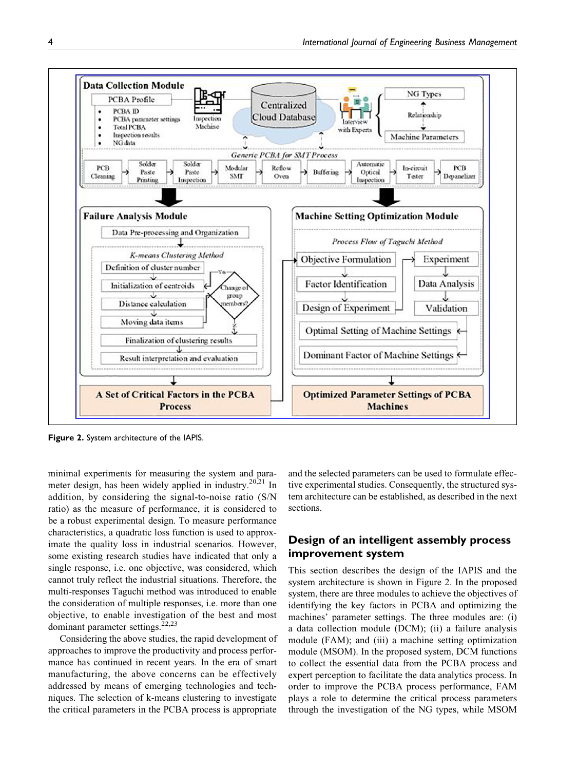Figure 2. System architecture of the IAPIS.

minimal experiments for measuring the system and parameter design, has been widely applied in industry.[20,21] In addition, by considering the signal-to-noise ratio (S/N ratio) as the measure of performance, it is considered to be a robust experimental design. To measure performance characteristics, a quadratic loss function is used to approximate the quality loss in industrial scenarios. However, some existing research studies have indicated that only a single response, i.e. one objective, was considered, which cannot truly reflect the industrial situations. Therefore, the multi-responses Taguchi method was introduced to enable the consideration of multiple responses, i.e. more than one objective, to enable investigation of the best and most dominant parameter settings.[22,23]

Considering the above studies, the rapid development of approaches to improve the productivity and process performance has continued in recent years. In the era of smart manufacturing, the above concerns can be effectively addressed by means of emerging technologies and techniques. The selection of k-means clustering to investigate the critical parameters in the PCBA process is appropriate and the selected parameters can be used to formulate effective experimental studies. Consequently, the structured system architecture can be established, as described in the next sections.

## Design of an intelligent assembly process improvement system

This section describes the design of the IAPIS and the system architecture is shown in Figure 2. In the proposed system, there are three modules to achieve the objectives of identifying the key factors in PCBA and optimizing the machines' parameter settings. The three modules are: (i) a data collection module (DCM); (ii) a failure analysis module (FAM); and (iii) a machine setting optimization module (MSOM). In the proposed system, DCM functions to collect the essential data from the PCBA process and expert perception to facilitate the data analytics process. In order to improve the PCBA process performance, FAM plays a role to determine the critical process parameters through the investigation of the NG types, while MSOM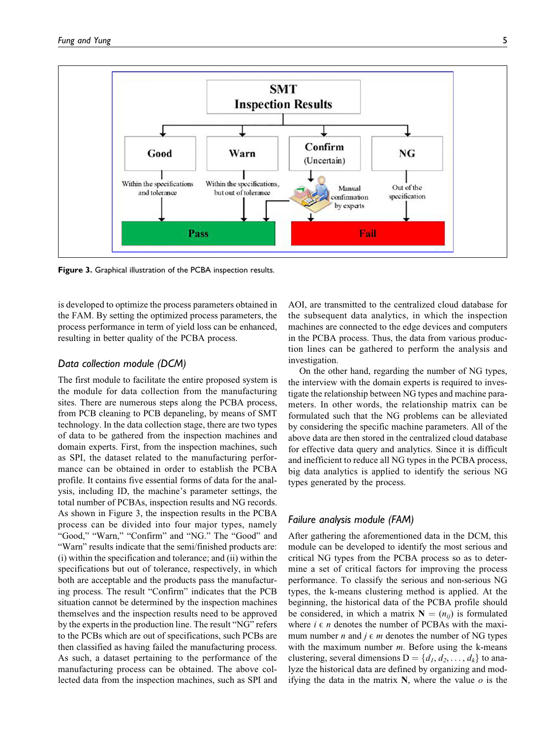Figure 3. Graphical illustration of the PCBA inspection results.

is developed to optimize the process parameters obtained in the FAM. By setting the optimized process parameters, the process performance in term of yield loss can be enhanced, resulting in better quality of the PCBA process.

### Data collection module (DCM)

The first module to facilitate the entire proposed system is the module for data collection from the manufacturing sites. There are numerous steps along the PCBA process, from PCB cleaning to PCB depaneling, by means of SMT technology. In the data collection stage, there are two types of data to be gathered from the inspection machines and domain experts. First, from the inspection machines, such as SPI, the dataset related to the manufacturing performance can be obtained in order to establish the PCBA profile. It contains five essential forms of data for the analysis, including ID, the machine's parameter settings, the total number of PCBAs, inspection results and NG records. As shown in Figure 3, the inspection results in the PCBA process can be divided into four major types, namely "Good," "Warn," "Confirm" and "NG." The "Good" and "Warn" results indicate that the semi/finished products are: (i) within the specification and tolerance; and (ii) within the specifications but out of tolerance, respectively, in which both are acceptable and the products pass the manufacturing process. The result "Confirm" indicates that the PCB situation cannot be determined by the inspection machines themselves and the inspection results need to be approved by the experts in the production line. The result "NG" refers to the PCBs which are out of specifications, such PCBs are then classified as having failed the manufacturing process. As such, a dataset pertaining to the performance of the manufacturing process can be obtained. The above collected data from the inspection machines, such as SPI and AOI, are transmitted to the centralized cloud database for the subsequent data analytics, in which the inspection machines are connected to the edge devices and computers in the PCBA process. Thus, the data from various production lines can be gathered to perform the analysis and investigation.

On the other hand, regarding the number of NG types, the interview with the domain experts is required to investigate the relationship between NG types and machine parameters. In other words, the relationship matrix can be formulated such that the NG problems can be alleviated by considering the specific machine parameters. All of the above data are then stored in the centralized cloud database for effective data query and analytics. Since it is difficult and inefficient to reduce all NG types in the PCBA process, big data analytics is applied to identify the serious NG types generated by the process.

### Failure analysis module (FAM)

After gathering the aforementioned data in the DCM, this module can be developed to identify the most serious and critical NG types from the PCBA process so as to determine a set of critical factors for improving the process performance. To classify the serious and non-serious NG types, the k-means clustering method is applied. At the beginning, the historical data of the PCBA profile should be considered, in which a matrix $\mathbf{N} = (n_{ij})$ is formulated where $i \in n$ denotes the number of PCBAs with the maximum number $n$ and $j \in m$ denotes the number of NG types with the maximum number $m$. Before using the k-means clustering, several dimensions $D = \{d_1, d_2, \ldots, d_k\}$ to analyze the historical data are defined by organizing and modifying the data in the matrix $\mathbf{N}$, where the value $o$ is the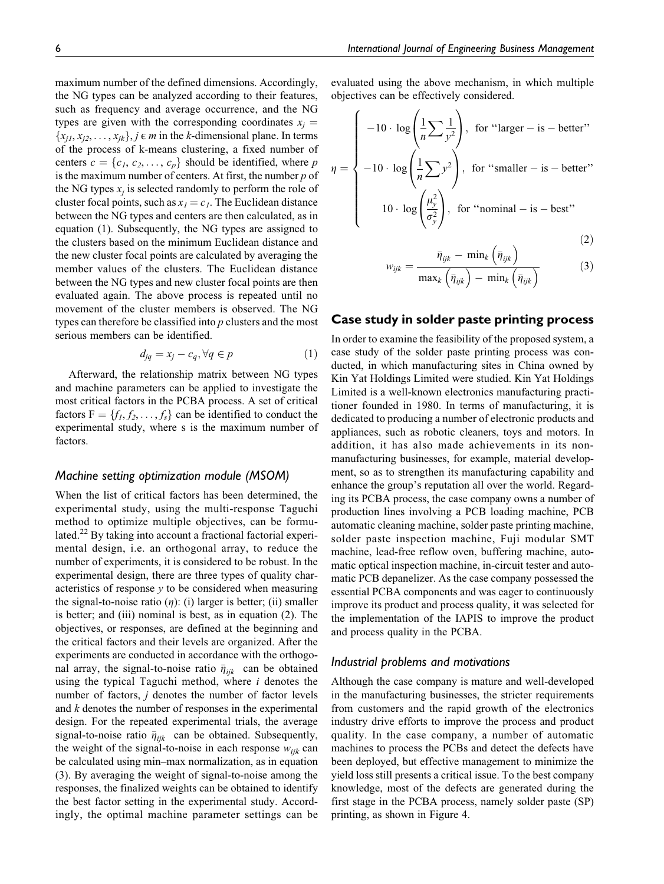maximum number of the defined dimensions. Accordingly, the NG types can be analyzed according to their features, such as frequency and average occurrence, and the NG types are given with the corresponding coordinates $x_j = \{x_{j1}, x_{j2}, \ldots, x_{jk}\}, j \in m$ in the *k*-dimensional plane. In terms of the process of k-means clustering, a fixed number of centers $c = \{c_1, c_2, \ldots, c_p\}$ should be identified, where $p$ is the maximum number of centers. At first, the number $p$ of the NG types $x_j$ is selected randomly to perform the role of cluster focal points, such as $x_1 = c_1$. The Euclidean distance between the NG types and centers are then calculated, as in equation (1). Subsequently, the NG types are assigned to the clusters based on the minimum Euclidean distance and the new cluster focal points are calculated by averaging the member values of the clusters. The Euclidean distance between the NG types and new cluster focal points are then evaluated again. The above process is repeated until no movement of the cluster members is observed. The NG types can therefore be classified into $p$ clusters and the most serious members can be identified.

$$d_{jq} = x_j - c_q, \forall q \in p \tag{1}$$

Afterward, the relationship matrix between NG types and machine parameters can be applied to investigate the most critical factors in the PCBA process. A set of critical factors $F = \{f_1, f_2, \ldots, f_s\}$ can be identified to conduct the experimental study, where s is the maximum number of factors.

### *Machine setting optimization module (MSOM)*

When the list of critical factors has been determined, the experimental study, using the multi-response Taguchi method to optimize multiple objectives, can be formulated.[22] By taking into account a fractional factorial experimental design, i.e. an orthogonal array, to reduce the number of experiments, it is considered to be robust. In the experimental design, there are three types of quality characteristics of response $y$ to be considered when measuring the signal-to-noise ratio ($\eta$): (i) larger is better; (ii) smaller is better; and (iii) nominal is best, as in equation (2). The objectives, or responses, are defined at the beginning and the critical factors and their levels are organized. After the experiments are conducted in accordance with the orthogonal array, the signal-to-noise ratio $\bar{\eta}_{ijk}$ can be obtained using the typical Taguchi method, where $i$ denotes the number of factors, $j$ denotes the number of factor levels and $k$ denotes the number of responses in the experimental design. For the repeated experimental trials, the average signal-to-noise ratio $\bar{\eta}_{ijk}$ can be obtained. Subsequently, the weight of the signal-to-noise in each response $w_{ijk}$ can be calculated using min–max normalization, as in equation (3). By averaging the weight of signal-to-noise among the responses, the finalized weights can be obtained to identify the best factor setting in the experimental study. Accordingly, the optimal machine parameter settings can be evaluated using the above mechanism, in which multiple objectives can be effectively considered.

$$\eta = \begin{cases} -10 \cdot \log\left(\dfrac{1}{n}\sum \dfrac{1}{y^2}\right), & \text{for ``larger} - \text{is} - \text{better''} \\ -10 \cdot \log\left(\dfrac{1}{n}\sum y^2\right), & \text{for ``smaller} - \text{is} - \text{better''} \\ 10 \cdot \log\left(\dfrac{\mu_y^2}{\sigma_y^2}\right), & \text{for ``nominal} - \text{is} - \text{best''} \end{cases} \tag{2}$$

$$w_{ijk} = \frac{\bar{\eta}_{ijk} - \min_k\left(\bar{\eta}_{ijk}\right)}{\max_k\left(\bar{\eta}_{ijk}\right) - \min_k\left(\bar{\eta}_{ijk}\right)} \tag{3}$$

## Case study in solder paste printing process

In order to examine the feasibility of the proposed system, a case study of the solder paste printing process was conducted, in which manufacturing sites in China owned by Kin Yat Holdings Limited were studied. Kin Yat Holdings Limited is a well-known electronics manufacturing practitioner founded in 1980. In terms of manufacturing, it is dedicated to producing a number of electronic products and appliances, such as robotic cleaners, toys and motors. In addition, it has also made achievements in its non-manufacturing businesses, for example, material development, so as to strengthen its manufacturing capability and enhance the group's reputation all over the world. Regarding its PCBA process, the case company owns a number of production lines involving a PCB loading machine, PCB automatic cleaning machine, solder paste printing machine, solder paste inspection machine, Fuji modular SMT machine, lead-free reflow oven, buffering machine, automatic optical inspection machine, in-circuit tester and automatic PCB depanelizer. As the case company possessed the essential PCBA components and was eager to continuously improve its product and process quality, it was selected for the implementation of the IAPIS to improve the product and process quality in the PCBA.

### *Industrial problems and motivations*

Although the case company is mature and well-developed in the manufacturing businesses, the stricter requirements from customers and the rapid growth of the electronics industry drive efforts to improve the process and product quality. In the case company, a number of automatic machines to process the PCBs and detect the defects have been deployed, but effective management to minimize the yield loss still presents a critical issue. To the best company knowledge, most of the defects are generated during the first stage in the PCBA process, namely solder paste (SP) printing, as shown in Figure 4.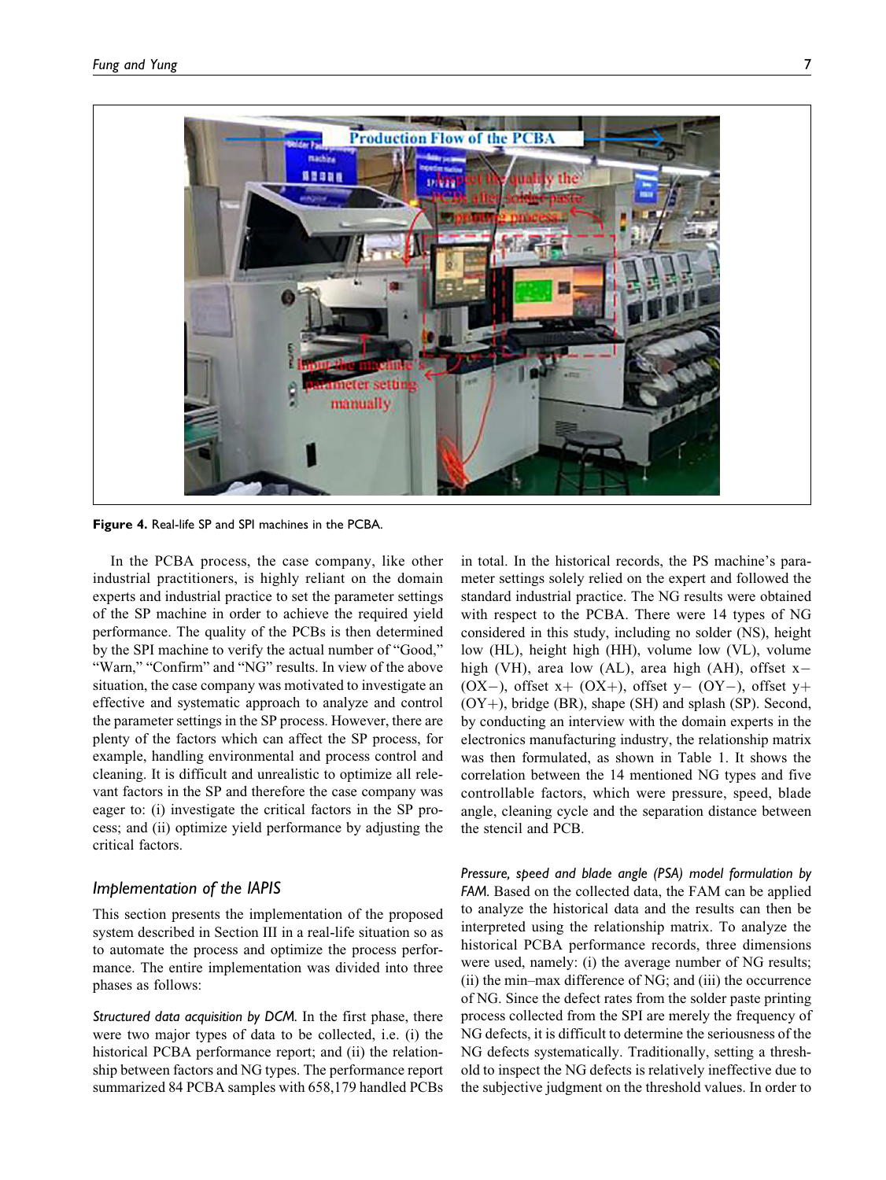Figure 4. Real-life SP and SPI machines in the PCBA.

In the PCBA process, the case company, like other industrial practitioners, is highly reliant on the domain experts and industrial practice to set the parameter settings of the SP machine in order to achieve the required yield performance. The quality of the PCBs is then determined by the SPI machine to verify the actual number of "Good," "Warn," "Confirm" and "NG" results. In view of the above situation, the case company was motivated to investigate an effective and systematic approach to analyze and control the parameter settings in the SP process. However, there are plenty of the factors which can affect the SP process, for example, handling environmental and process control and cleaning. It is difficult and unrealistic to optimize all relevant factors in the SP and therefore the case company was eager to: (i) investigate the critical factors in the SP process; and (ii) optimize yield performance by adjusting the critical factors.

## Implementation of the IAPIS

This section presents the implementation of the proposed system described in Section III in a real-life situation so as to automate the process and optimize the process performance. The entire implementation was divided into three phases as follows:

*Structured data acquisition by DCM.* In the first phase, there were two major types of data to be collected, i.e. (i) the historical PCBA performance report; and (ii) the relationship between factors and NG types. The performance report summarized 84 PCBA samples with 658,179 handled PCBs in total. In the historical records, the PS machine's parameter settings solely relied on the expert and followed the standard industrial practice. The NG results were obtained with respect to the PCBA. There were 14 types of NG considered in this study, including no solder (NS), height low (HL), height high (HH), volume low (VL), volume high (VH), area low (AL), area high (AH), offset x− (OX−), offset x+ (OX+), offset y− (OY−), offset y+ (OY+), bridge (BR), shape (SH) and splash (SP). Second, by conducting an interview with the domain experts in the electronics manufacturing industry, the relationship matrix was then formulated, as shown in Table 1. It shows the correlation between the 14 mentioned NG types and five controllable factors, which were pressure, speed, blade angle, cleaning cycle and the separation distance between the stencil and PCB.

*Pressure, speed and blade angle (PSA) model formulation by FAM.* Based on the collected data, the FAM can be applied to analyze the historical data and the results can then be interpreted using the relationship matrix. To analyze the historical PCBA performance records, three dimensions were used, namely: (i) the average number of NG results; (ii) the min–max difference of NG; and (iii) the occurrence of NG. Since the defect rates from the solder paste printing process collected from the SPI are merely the frequency of NG defects, it is difficult to determine the seriousness of the NG defects systematically. Traditionally, setting a threshold to inspect the NG defects is relatively ineffective due to the subjective judgment on the threshold values. In order to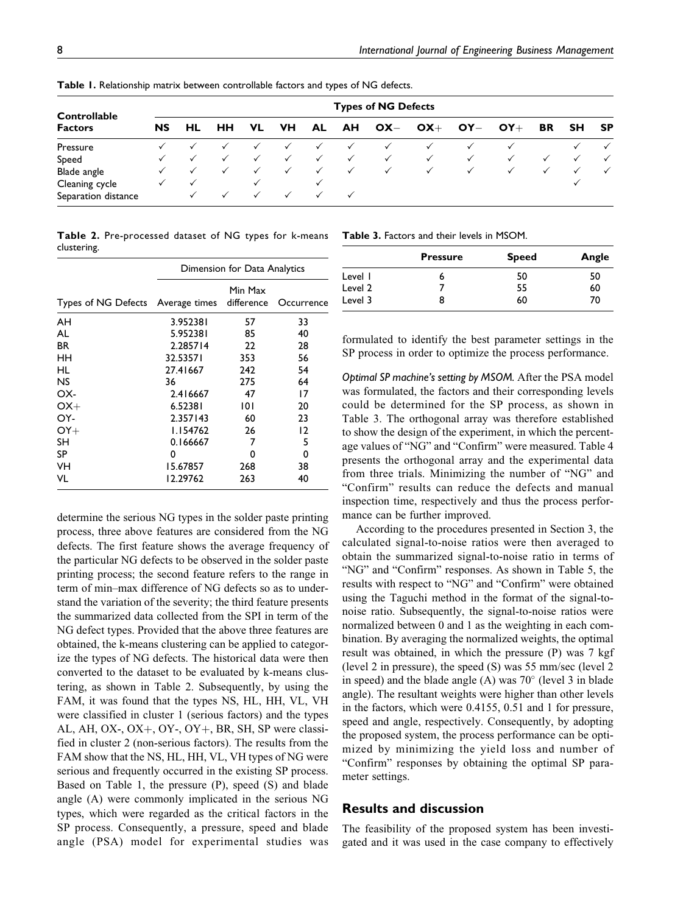**Table 1.** Relationship matrix between controllable factors and types of NG defects.

| Controllable Factors | Types of NG Defects | | | | | | | | | | | | | |
|---|---|---|---|---|---|---|---|---|---|---|---|---|---|---|
| | **NS** | **HL** | **HH** | **VL** | **VH** | **AL** | **AH** | **OX−** | **OX+** | **OY−** | **OY+** | **BR** | **SH** | **SP** |
| Pressure | ✓ | ✓ | ✓ | ✓ | ✓ | ✓ | ✓ | ✓ | ✓ | ✓ | ✓ | | ✓ | ✓ |
| Speed | ✓ | ✓ | ✓ | ✓ | ✓ | ✓ | ✓ | ✓ | ✓ | ✓ | ✓ | ✓ | ✓ | ✓ |
| Blade angle | ✓ | ✓ | ✓ | ✓ | ✓ | ✓ | ✓ | ✓ | ✓ | ✓ | ✓ | ✓ | ✓ | ✓ |
| Cleaning cycle | ✓ | ✓ | | ✓ | | ✓ | | | | | | | ✓ | |
| Separation distance | | ✓ | ✓ | ✓ | ✓ | ✓ | ✓ | | | | | | | |

**Table 2.** Pre-processed dataset of NG types for k-means clustering.

| | Dimension for Data Analytics | | |
|---|---|---|---|
| Types of NG Defects | Average times | Min Max difference | Occurrence |
| AH | 3.952381 | 57 | 33 |
| AL | 5.952381 | 85 | 40 |
| BR | 2.285714 | 22 | 28 |
| HH | 32.53571 | 353 | 56 |
| HL | 27.41667 | 242 | 54 |
| NS | 36 | 275 | 64 |
| OX- | 2.416667 | 47 | 17 |
| OX+ | 6.52381 | 101 | 20 |
| OY- | 2.357143 | 60 | 23 |
| OY+ | 1.154762 | 26 | 12 |
| SH | 0.166667 | 7 | 5 |
| SP | 0 | 0 | 0 |
| VH | 15.67857 | 268 | 38 |
| VL | 12.29762 | 263 | 40 |

**Table 3.** Factors and their levels in MSOM.

| | **Pressure** | **Speed** | **Angle** |
|---|---|---|---|
| Level 1 | 6 | 50 | 50 |
| Level 2 | 7 | 55 | 60 |
| Level 3 | 8 | 60 | 70 |

determine the serious NG types in the solder paste printing process, three above features are considered from the NG defects. The first feature shows the average frequency of the particular NG defects to be observed in the solder paste printing process; the second feature refers to the range in term of min–max difference of NG defects so as to understand the variation of the severity; the third feature presents the summarized data collected from the SPI in term of the NG defect types. Provided that the above three features are obtained, the k-means clustering can be applied to categorize the types of NG defects. The historical data were then converted to the dataset to be evaluated by k-means clustering, as shown in Table 2. Subsequently, by using the FAM, it was found that the types NS, HL, HH, VL, VH were classified in cluster 1 (serious factors) and the types AL, AH, OX-, OX+, OY-, OY+, BR, SH, SP were classified in cluster 2 (non-serious factors). The results from the FAM show that the NS, HL, HH, VL, VH types of NG were serious and frequently occurred in the existing SP process. Based on Table 1, the pressure (P), speed (S) and blade angle (A) were commonly implicated in the serious NG types, which were regarded as the critical factors in the SP process. Consequently, a pressure, speed and blade angle (PSA) model for experimental studies was formulated to identify the best parameter settings in the SP process in order to optimize the process performance.

*Optimal SP machine's setting by MSOM.* After the PSA model was formulated, the factors and their corresponding levels could be determined for the SP process, as shown in Table 3. The orthogonal array was therefore established to show the design of the experiment, in which the percentage values of "NG" and "Confirm" were measured. Table 4 presents the orthogonal array and the experimental data from three trials. Minimizing the number of "NG" and "Confirm" results can reduce the defects and manual inspection time, respectively and thus the process performance can be further improved.

According to the procedures presented in Section 3, the calculated signal-to-noise ratios were then averaged to obtain the summarized signal-to-noise ratio in terms of "NG" and "Confirm" responses. As shown in Table 5, the results with respect to "NG" and "Confirm" were obtained using the Taguchi method in the format of the signal-to-noise ratio. Subsequently, the signal-to-noise ratios were normalized between 0 and 1 as the weighting in each combination. By averaging the normalized weights, the optimal result was obtained, in which the pressure (P) was 7 kgf (level 2 in pressure), the speed (S) was 55 mm/sec (level 2 in speed) and the blade angle (A) was 70° (level 3 in blade angle). The resultant weights were higher than other levels in the factors, which were 0.4155, 0.51 and 1 for pressure, speed and angle, respectively. Consequently, by adopting the proposed system, the process performance can be optimized by minimizing the yield loss and number of "Confirm" responses by obtaining the optimal SP parameter settings.

## Results and discussion

The feasibility of the proposed system has been investigated and it was used in the case company to effectively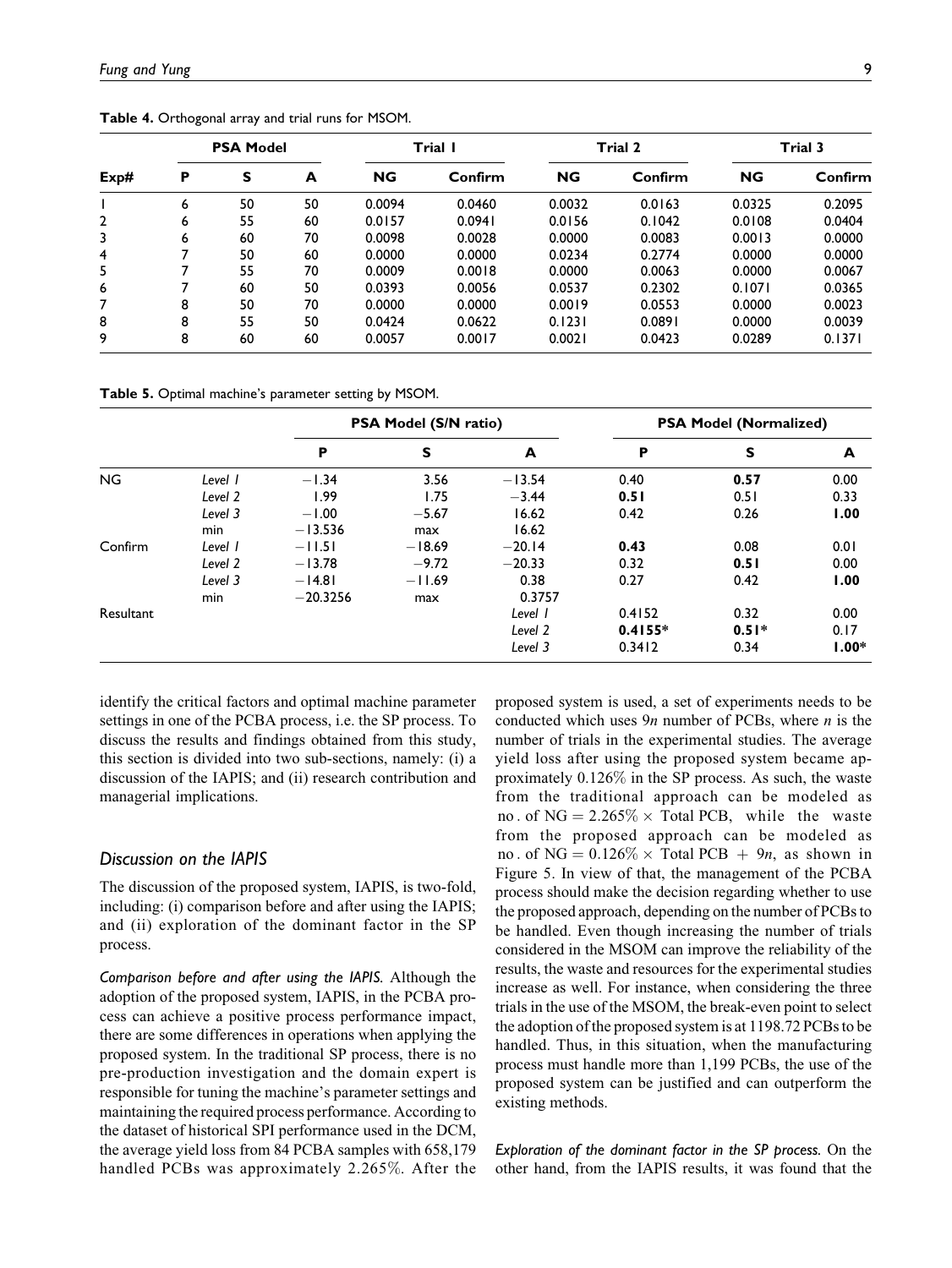**Table 4.** Orthogonal array and trial runs for MSOM.

| Exp# | PSA Model | | | Trial 1 | | Trial 2 | | Trial 3 | |
|---|---|---|---|---|---|---|---|---|---|
| | P | S | A | NG | Confirm | NG | Confirm | NG | Confirm |
| 1 | 6 | 50 | 50 | 0.0094 | 0.0460 | 0.0032 | 0.0163 | 0.0325 | 0.2095 |
| 2 | 6 | 55 | 60 | 0.0157 | 0.0941 | 0.0156 | 0.1042 | 0.0108 | 0.0404 |
| 3 | 6 | 60 | 70 | 0.0098 | 0.0028 | 0.0000 | 0.0083 | 0.0013 | 0.0000 |
| 4 | 7 | 50 | 60 | 0.0000 | 0.0000 | 0.0234 | 0.2774 | 0.0000 | 0.0000 |
| 5 | 7 | 55 | 70 | 0.0009 | 0.0018 | 0.0000 | 0.0063 | 0.0000 | 0.0067 |
| 6 | 7 | 60 | 50 | 0.0393 | 0.0056 | 0.0537 | 0.2302 | 0.1071 | 0.0365 |
| 7 | 8 | 50 | 70 | 0.0000 | 0.0000 | 0.0019 | 0.0553 | 0.0000 | 0.0023 |
| 8 | 8 | 55 | 50 | 0.0424 | 0.0622 | 0.1231 | 0.0891 | 0.0000 | 0.0039 |
| 9 | 8 | 60 | 60 | 0.0057 | 0.0017 | 0.0021 | 0.0423 | 0.0289 | 0.1371 |

**Table 5.** Optimal machine's parameter setting by MSOM.

| | | PSA Model (S/N ratio) | | | PSA Model (Normalized) | | |
|---|---|---|---|---|---|---|---|
| | | P | S | A | P | S | A |
| NG | *Level 1* | −1.34 | 3.56 | −13.54 | 0.40 | **0.57** | 0.00 |
| | *Level 2* | 1.99 | 1.75 | −3.44 | **0.51** | 0.51 | 0.33 |
| | *Level 3* | −1.00 | −5.67 | 16.62 | 0.42 | 0.26 | **1.00** |
| | min | −13.536 | max | 16.62 | | | |
| Confirm | *Level 1* | −11.51 | −18.69 | −20.14 | **0.43** | 0.08 | 0.01 |
| | *Level 2* | −13.78 | −9.72 | −20.33 | 0.32 | **0.51** | 0.00 |
| | *Level 3* | −14.81 | −11.69 | 0.38 | 0.27 | 0.42 | **1.00** |
| | min | −20.3256 | max | 0.3757 | | | |
| Resultant | | | | *Level 1* | 0.4152 | 0.32 | 0.00 |
| | | | | *Level 2* | **0.4155*** | **0.51*** | 0.17 |
| | | | | *Level 3* | 0.3412 | 0.34 | **1.00*** |

identify the critical factors and optimal machine parameter settings in one of the PCBA process, i.e. the SP process. To discuss the results and findings obtained from this study, this section is divided into two sub-sections, namely: (i) a discussion of the IAPIS; and (ii) research contribution and managerial implications.

## Discussion on the IAPIS

The discussion of the proposed system, IAPIS, is two-fold, including: (i) comparison before and after using the IAPIS; and (ii) exploration of the dominant factor in the SP process.

*Comparison before and after using the IAPIS.* Although the adoption of the proposed system, IAPIS, in the PCBA process can achieve a positive process performance impact, there are some differences in operations when applying the proposed system. In the traditional SP process, there is no pre-production investigation and the domain expert is responsible for tuning the machine's parameter settings and maintaining the required process performance. According to the dataset of historical SPI performance used in the DCM, the average yield loss from 84 PCBA samples with 658,179 handled PCBs was approximately 2.265%. After the proposed system is used, a set of experiments needs to be conducted which uses $9n$ number of PCBs, where $n$ is the number of trials in the experimental studies. The average yield loss after using the proposed system became approximately 0.126% in the SP process. As such, the waste from the traditional approach can be modeled as $\text{no. of NG} = 2.265\% \times \text{Total PCB}$, while the waste from the proposed approach can be modeled as $\text{no. of NG} = 0.126\% \times \text{Total PCB} + 9n$, as shown in Figure 5. In view of that, the management of the PCBA process should make the decision regarding whether to use the proposed approach, depending on the number of PCBs to be handled. Even though increasing the number of trials considered in the MSOM can improve the reliability of the results, the waste and resources for the experimental studies increase as well. For instance, when considering the three trials in the use of the MSOM, the break-even point to select the adoption of the proposed system is at 1198.72 PCBs to be handled. Thus, in this situation, when the manufacturing process must handle more than 1,199 PCBs, the use of the proposed system can be justified and can outperform the existing methods.

*Exploration of the dominant factor in the SP process.* On the other hand, from the IAPIS results, it was found that the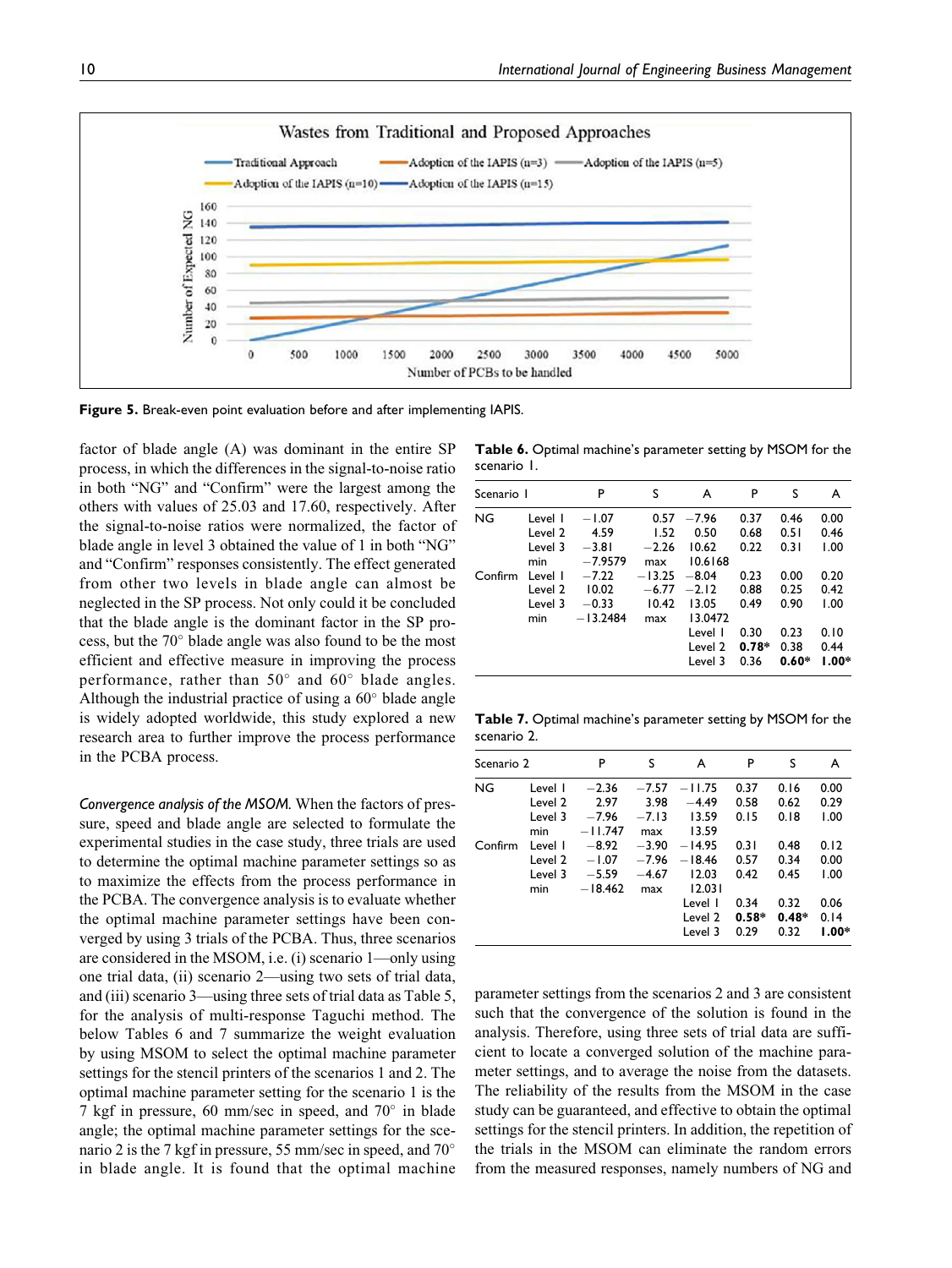Figure 5. Break-even point evaluation before and after implementing IAPIS.

factor of blade angle (A) was dominant in the entire SP process, in which the differences in the signal-to-noise ratio in both "NG" and "Confirm" were the largest among the others with values of 25.03 and 17.60, respectively. After the signal-to-noise ratios were normalized, the factor of blade angle in level 3 obtained the value of 1 in both "NG" and "Confirm" responses consistently. The effect generated from other two levels in blade angle can almost be neglected in the SP process. Not only could it be concluded that the blade angle is the dominant factor in the SP process, but the 70° blade angle was also found to be the most efficient and effective measure in improving the process performance, rather than 50° and 60° blade angles. Although the industrial practice of using a 60° blade angle is widely adopted worldwide, this study explored a new research area to further improve the process performance in the PCBA process.

*Convergence analysis of the MSOM.* When the factors of pressure, speed and blade angle are selected to formulate the experimental studies in the case study, three trials are used to determine the optimal machine parameter settings so as to maximize the effects from the process performance in the PCBA. The convergence analysis is to evaluate whether the optimal machine parameter settings have been converged by using 3 trials of the PCBA. Thus, three scenarios are considered in the MSOM, i.e. (i) scenario 1—only using one trial data, (ii) scenario 2—using two sets of trial data, and (iii) scenario 3—using three sets of trial data as Table 5, for the analysis of multi-response Taguchi method. The below Tables 6 and 7 summarize the weight evaluation by using MSOM to select the optimal machine parameter settings for the stencil printers of the scenarios 1 and 2. The optimal machine parameter setting for the scenario 1 is the 7 kgf in pressure, 60 mm/sec in speed, and 70° in blade angle; the optimal machine parameter settings for the scenario 2 is the 7 kgf in pressure, 55 mm/sec in speed, and 70° in blade angle. It is found that the optimal machine parameter settings from the scenarios 2 and 3 are consistent such that the convergence of the solution is found in the analysis. Therefore, using three sets of trial data are sufficient to locate a converged solution of the machine parameter settings, and to average the noise from the datasets. The reliability of the results from the MSOM in the case study can be guaranteed, and effective to obtain the optimal settings for the stencil printers. In addition, the repetition of the trials in the MSOM can eliminate the random errors from the measured responses, namely numbers of NG and

**Table 6.** Optimal machine's parameter setting by MSOM for the scenario 1.

| Scenario 1 | | P | S | A | P | S | A |
|---|---|---|---|---|---|---|---|
| NG | Level 1 | −1.07 | 0.57 | −7.96 | 0.37 | 0.46 | 0.00 |
| | Level 2 | 4.59 | 1.52 | 0.50 | 0.68 | 0.51 | 0.46 |
| | Level 3 | −3.81 | −2.26 | 10.62 | 0.22 | 0.31 | 1.00 |
| | min | −7.9579 | max | 10.6168 | | | |
| Confirm | Level 1 | −7.22 | −13.25 | −8.04 | 0.23 | 0.00 | 0.20 |
| | Level 2 | 10.02 | −6.77 | −2.12 | 0.88 | 0.25 | 0.42 |
| | Level 3 | −0.33 | 10.42 | 13.05 | 0.49 | 0.90 | 1.00 |
| | min | −13.2484 | max | 13.0472 | | | |
| | | | | Level 1 | 0.30 | 0.23 | 0.10 |
| | | | | Level 2 | **0.78*** | 0.38 | 0.44 |
| | | | | Level 3 | 0.36 | **0.60*** | **1.00*** |

**Table 7.** Optimal machine's parameter setting by MSOM for the scenario 2.

| Scenario 2 | | P | S | A | P | S | A |
|---|---|---|---|---|---|---|---|
| NG | Level 1 | −2.36 | −7.57 | −11.75 | 0.37 | 0.16 | 0.00 |
| | Level 2 | 2.97 | 3.98 | −4.49 | 0.58 | 0.62 | 0.29 |
| | Level 3 | −7.96 | −7.13 | 13.59 | 0.15 | 0.18 | 1.00 |
| | min | −11.747 | max | 13.59 | | | |
| Confirm | Level 1 | −8.92 | −3.90 | −14.95 | 0.31 | 0.48 | 0.12 |
| | Level 2 | −1.07 | −7.96 | −18.46 | 0.57 | 0.34 | 0.00 |
| | Level 3 | −5.59 | −4.67 | 12.03 | 0.42 | 0.45 | 1.00 |
| | min | −18.462 | max | 12.031 | | | |
| | | | | Level 1 | 0.34 | 0.32 | 0.06 |
| | | | | Level 2 | **0.58*** | **0.48*** | 0.14 |
| | | | | Level 3 | 0.29 | 0.32 | **1.00*** |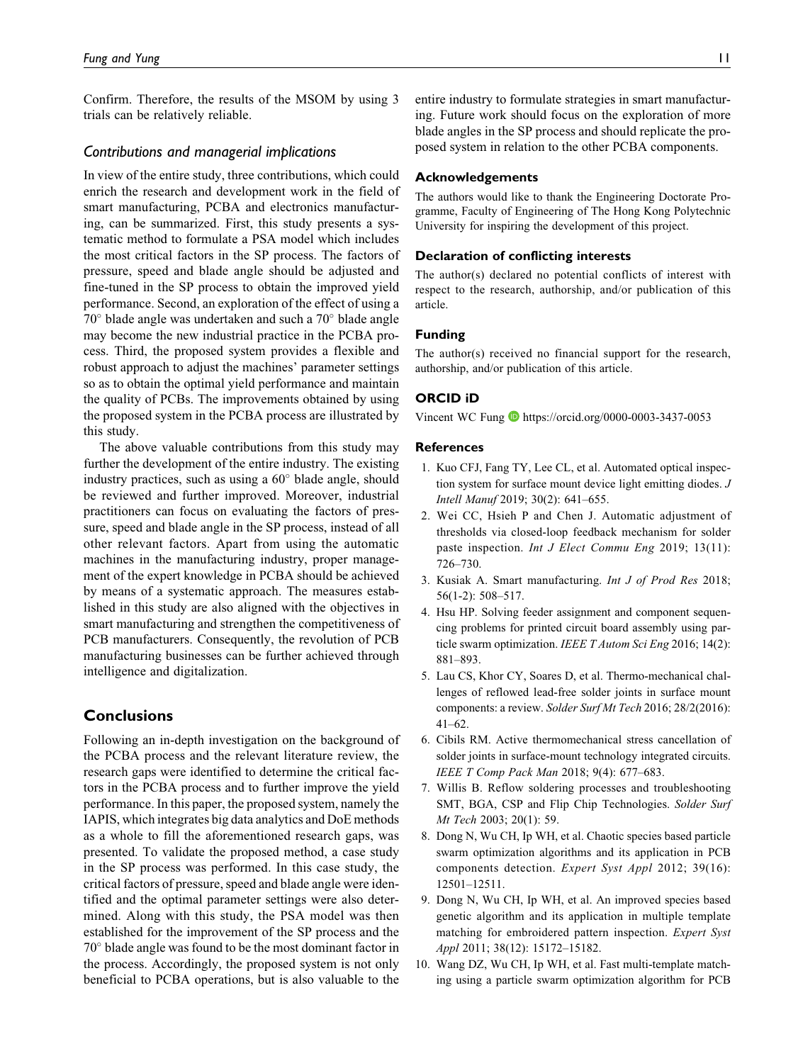Confirm. Therefore, the results of the MSOM by using 3 trials can be relatively reliable.

### Contributions and managerial implications

In view of the entire study, three contributions, which could enrich the research and development work in the field of smart manufacturing, PCBA and electronics manufacturing, can be summarized. First, this study presents a systematic method to formulate a PSA model which includes the most critical factors in the SP process. The factors of pressure, speed and blade angle should be adjusted and fine-tuned in the SP process to obtain the improved yield performance. Second, an exploration of the effect of using a 70° blade angle was undertaken and such a 70° blade angle may become the new industrial practice in the PCBA process. Third, the proposed system provides a flexible and robust approach to adjust the machines' parameter settings so as to obtain the optimal yield performance and maintain the quality of PCBs. The improvements obtained by using the proposed system in the PCBA process are illustrated by this study.

The above valuable contributions from this study may further the development of the entire industry. The existing industry practices, such as using a 60° blade angle, should be reviewed and further improved. Moreover, industrial practitioners can focus on evaluating the factors of pressure, speed and blade angle in the SP process, instead of all other relevant factors. Apart from using the automatic machines in the manufacturing industry, proper management of the expert knowledge in PCBA should be achieved by means of a systematic approach. The measures established in this study are also aligned with the objectives in smart manufacturing and strengthen the competitiveness of PCB manufacturers. Consequently, the revolution of PCB manufacturing businesses can be further achieved through intelligence and digitalization.

## Conclusions

Following an in-depth investigation on the background of the PCBA process and the relevant literature review, the research gaps were identified to determine the critical factors in the PCBA process and to further improve the yield performance. In this paper, the proposed system, namely the IAPIS, which integrates big data analytics and DoE methods as a whole to fill the aforementioned research gaps, was presented. To validate the proposed method, a case study in the SP process was performed. In this case study, the critical factors of pressure, speed and blade angle were identified and the optimal parameter settings were also determined. Along with this study, the PSA model was then established for the improvement of the SP process and the 70° blade angle was found to be the most dominant factor in the process. Accordingly, the proposed system is not only beneficial to PCBA operations, but is also valuable to the entire industry to formulate strategies in smart manufacturing. Future work should focus on the exploration of more blade angles in the SP process and should replicate the proposed system in relation to the other PCBA components.

### Acknowledgements

The authors would like to thank the Engineering Doctorate Programme, Faculty of Engineering of The Hong Kong Polytechnic University for inspiring the development of this project.

### Declaration of conflicting interests

The author(s) declared no potential conflicts of interest with respect to the research, authorship, and/or publication of this article.

### Funding

The author(s) received no financial support for the research, authorship, and/or publication of this article.

### ORCID iD

Vincent WC Fung https://orcid.org/0000-0003-3437-0053

### References

1. Kuo CFJ, Fang TY, Lee CL, et al. Automated optical inspection system for surface mount device light emitting diodes. *J Intell Manuf* 2019; 30(2): 641–655.
2. Wei CC, Hsieh P and Chen J. Automatic adjustment of thresholds via closed-loop feedback mechanism for solder paste inspection. *Int J Elect Commu Eng* 2019; 13(11): 726–730.
3. Kusiak A. Smart manufacturing. *Int J of Prod Res* 2018; 56(1-2): 508–517.
4. Hsu HP. Solving feeder assignment and component sequencing problems for printed circuit board assembly using particle swarm optimization. *IEEE T Autom Sci Eng* 2016; 14(2): 881–893.
5. Lau CS, Khor CY, Soares D, et al. Thermo-mechanical challenges of reflowed lead-free solder joints in surface mount components: a review. *Solder Surf Mt Tech* 2016; 28/2(2016): 41–62.
6. Cibils RM. Active thermomechanical stress cancellation of solder joints in surface-mount technology integrated circuits. *IEEE T Comp Pack Man* 2018; 9(4): 677–683.
7. Willis B. Reflow soldering processes and troubleshooting SMT, BGA, CSP and Flip Chip Technologies. *Solder Surf Mt Tech* 2003; 20(1): 59.
8. Dong N, Wu CH, Ip WH, et al. Chaotic species based particle swarm optimization algorithms and its application in PCB components detection. *Expert Syst Appl* 2012; 39(16): 12501–12511.
9. Dong N, Wu CH, Ip WH, et al. An improved species based genetic algorithm and its application in multiple template matching for embroidered pattern inspection. *Expert Syst Appl* 2011; 38(12): 15172–15182.
10. Wang DZ, Wu CH, Ip WH, et al. Fast multi-template matching using a particle swarm optimization algorithm for PCB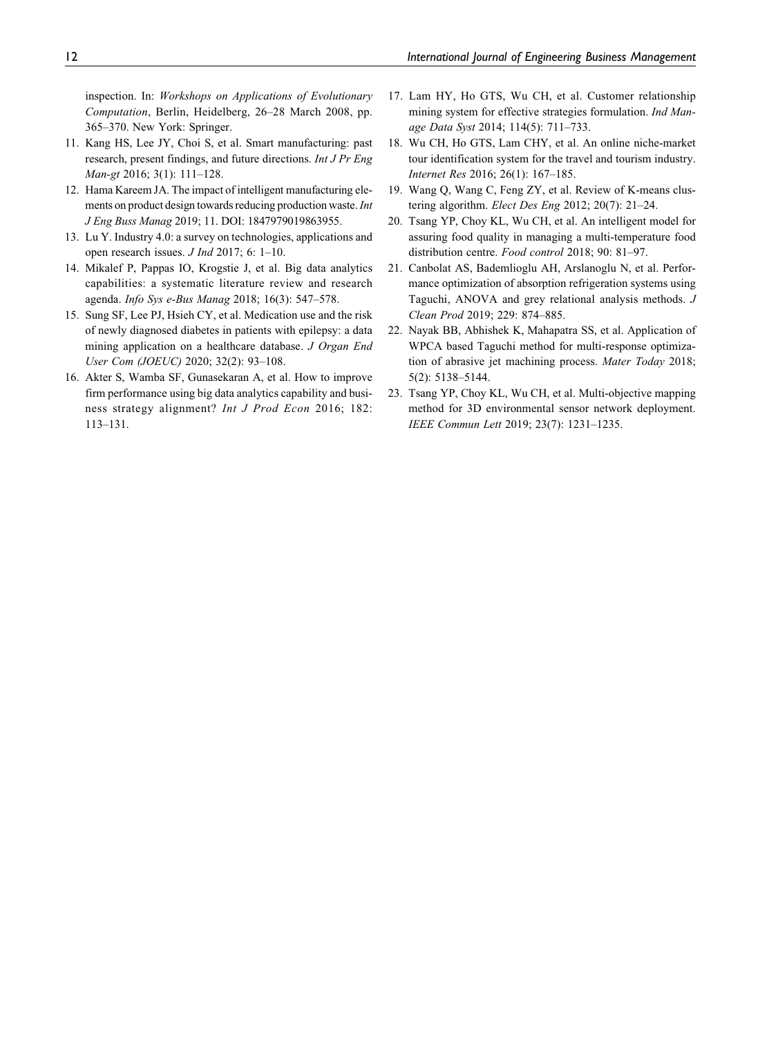inspection. In: *Workshops on Applications of Evolutionary Computation*, Berlin, Heidelberg, 26–28 March 2008, pp. 365–370. New York: Springer.

11. Kang HS, Lee JY, Choi S, et al. Smart manufacturing: past research, present findings, and future directions. *Int J Pr Eng Man-gt* 2016; 3(1): 111–128.
12. Hama Kareem JA. The impact of intelligent manufacturing elements on product design towards reducing production waste. *Int J Eng Buss Manag* 2019; 11. DOI: 1847979019863955.
13. Lu Y. Industry 4.0: a survey on technologies, applications and open research issues. *J Ind* 2017; 6: 1–10.
14. Mikalef P, Pappas IO, Krogstie J, et al. Big data analytics capabilities: a systematic literature review and research agenda. *Info Sys e-Bus Manag* 2018; 16(3): 547–578.
15. Sung SF, Lee PJ, Hsieh CY, et al. Medication use and the risk of newly diagnosed diabetes in patients with epilepsy: a data mining application on a healthcare database. *J Organ End User Com (JOEUC)* 2020; 32(2): 93–108.
16. Akter S, Wamba SF, Gunasekaran A, et al. How to improve firm performance using big data analytics capability and business strategy alignment? *Int J Prod Econ* 2016; 182: 113–131.
17. Lam HY, Ho GTS, Wu CH, et al. Customer relationship mining system for effective strategies formulation. *Ind Manage Data Syst* 2014; 114(5): 711–733.
18. Wu CH, Ho GTS, Lam CHY, et al. An online niche-market tour identification system for the travel and tourism industry. *Internet Res* 2016; 26(1): 167–185.
19. Wang Q, Wang C, Feng ZY, et al. Review of K-means clustering algorithm. *Elect Des Eng* 2012; 20(7): 21–24.
20. Tsang YP, Choy KL, Wu CH, et al. An intelligent model for assuring food quality in managing a multi-temperature food distribution centre. *Food control* 2018; 90: 81–97.
21. Canbolat AS, Bademlioglu AH, Arslanoglu N, et al. Performance optimization of absorption refrigeration systems using Taguchi, ANOVA and grey relational analysis methods. *J Clean Prod* 2019; 229: 874–885.
22. Nayak BB, Abhishek K, Mahapatra SS, et al. Application of WPCA based Taguchi method for multi-response optimization of abrasive jet machining process. *Mater Today* 2018; 5(2): 5138–5144.
23. Tsang YP, Choy KL, Wu CH, et al. Multi-objective mapping method for 3D environmental sensor network deployment. *IEEE Commun Lett* 2019; 23(7): 1231–1235.